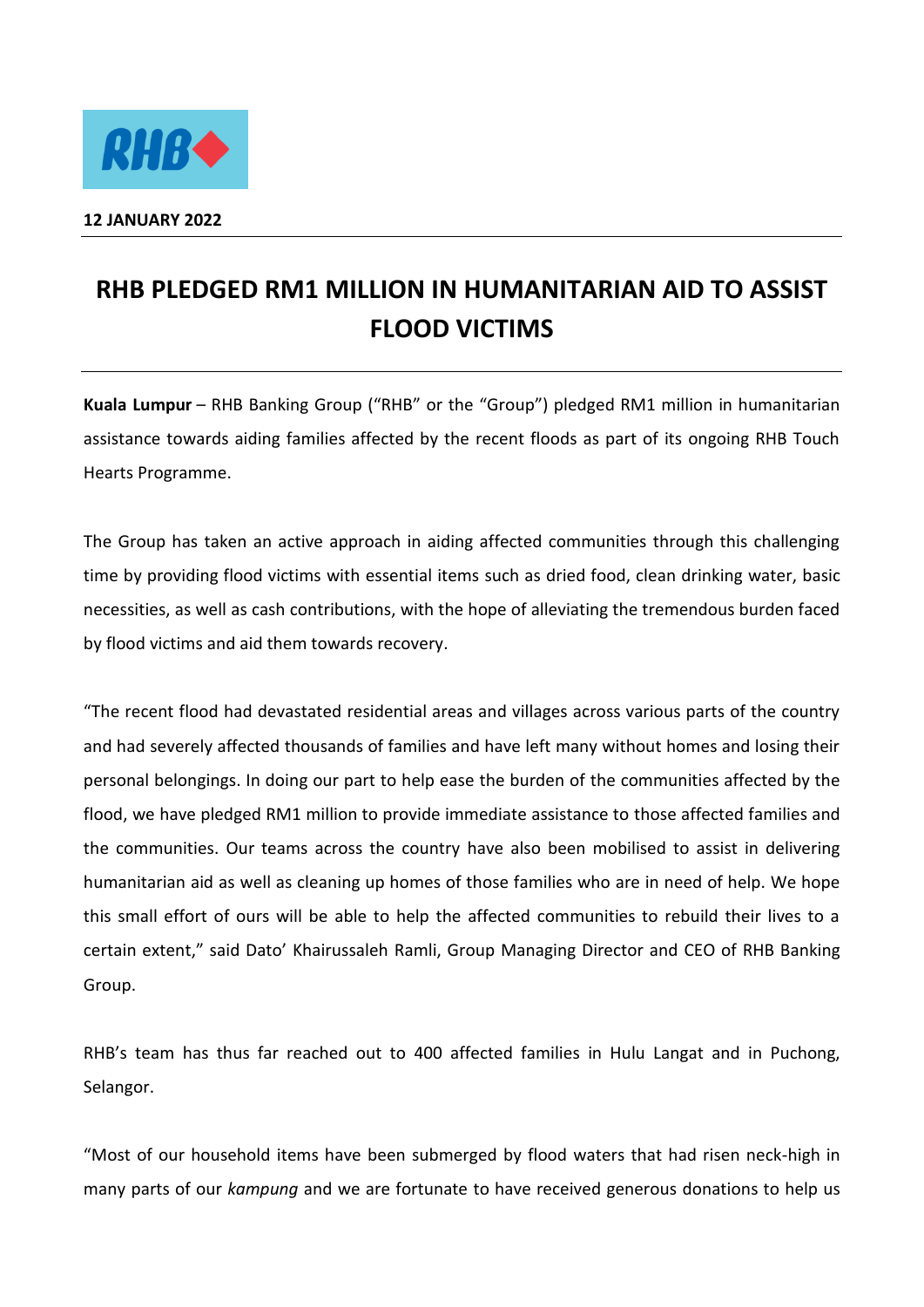**12 JANUARY 2022**

# RHB PLEDGED RM1 MILLION IN HUMANITARIAN AID TO ASSIST FLOOD VICTIMS

**Kuala Lumpur** – RHB Banking Group ("RHB" or the "Group") pledged RM1 million in humanitarian assistance towards aiding families affected by the recent floods as part of its ongoing RHB Touch Hearts Programme.

The Group has taken an active approach in aiding affected communities through this challenging time by providing flood victims with essential items such as dried food, clean drinking water, basic necessities, as well as cash contributions, with the hope of alleviating the tremendous burden faced by flood victims and aid them towards recovery.

"The recent flood had devastated residential areas and villages across various parts of the country and had severely affected thousands of families and have left many without homes and losing their personal belongings. In doing our part to help ease the burden of the communities affected by the flood, we have pledged RM1 million to provide immediate assistance to those affected families and the communities. Our teams across the country have also been mobilised to assist in delivering humanitarian aid as well as cleaning up homes of those families who are in need of help. We hope this small effort of ours will be able to help the affected communities to rebuild their lives to a certain extent," said Dato' Khairussaleh Ramli, Group Managing Director and CEO of RHB Banking Group.

RHB's team has thus far reached out to 400 affected families in Hulu Langat and in Puchong, Selangor.

"Most of our household items have been submerged by flood waters that had risen neck-high in many parts of our *kampung* and we are fortunate to have received generous donations to help us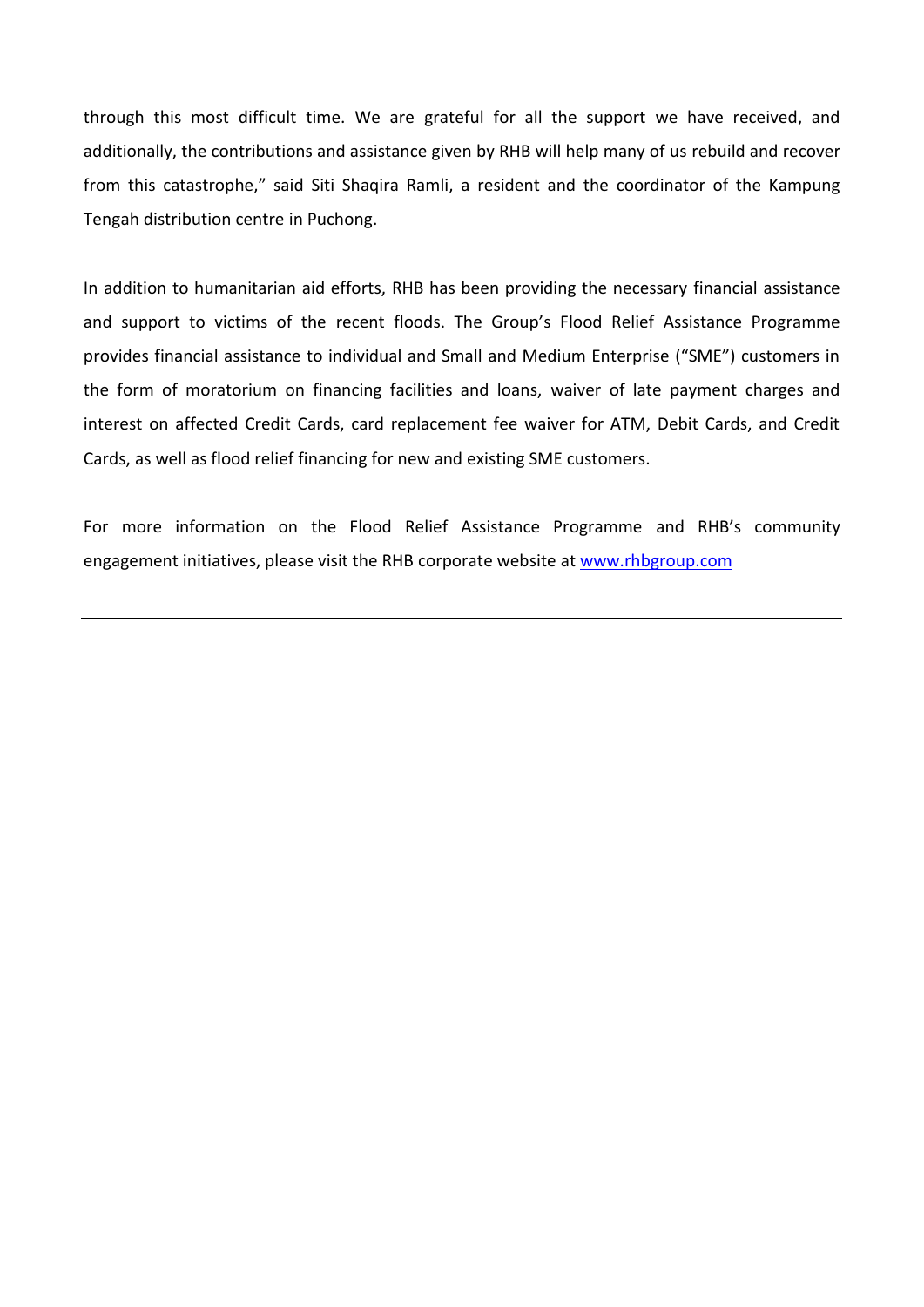through this most difficult time. We are grateful for all the support we have received, and additionally, the contributions and assistance given by RHB will help many of us rebuild and recover from this catastrophe," said Siti Shaqira Ramli, a resident and the coordinator of the Kampung Tengah distribution centre in Puchong.

In addition to humanitarian aid efforts, RHB has been providing the necessary financial assistance and support to victims of the recent floods. The Group's Flood Relief Assistance Programme provides financial assistance to individual and Small and Medium Enterprise ("SME") customers in the form of moratorium on financing facilities and loans, waiver of late payment charges and interest on affected Credit Cards, card replacement fee waiver for ATM, Debit Cards, and Credit Cards, as well as flood relief financing for new and existing SME customers.

For more information on the Flood Relief Assistance Programme and RHB's community engagement initiatives, please visit the RHB corporate website at [www.rhbgroup.com](http://www.rhbgroup.com)

---